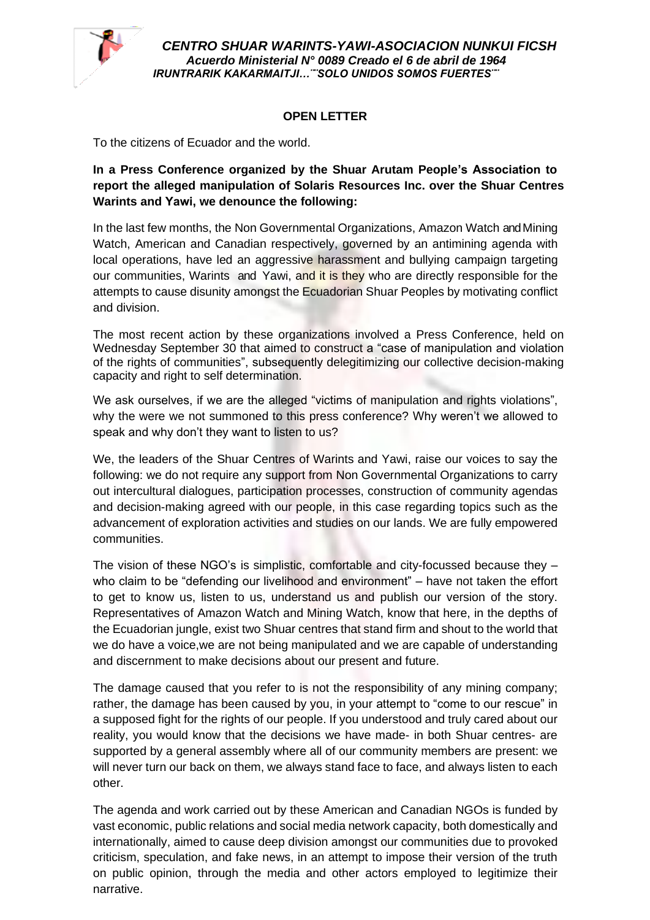***CENTRO SHUAR WARINTS-YAWI-ASOCIACION NUNKUI FICSH***
***Acuerdo Ministerial N° 0089 Creado el 6 de abril de 1964***
***IRUNTRARIK KAKARMAITJI…¨¨SOLO UNIDOS SOMOS FUERTES¨¨***

**OPEN LETTER**

To the citizens of Ecuador and the world.

**In a Press Conference organized by the Shuar Arutam People's Association to report the alleged manipulation of Solaris Resources Inc. over the Shuar Centres Warints and Yawi, we denounce the following:**

In the last few months, the Non Governmental Organizations, Amazon Watch and Mining Watch, American and Canadian respectively, governed by an antimining agenda with local operations, have led an aggressive harassment and bullying campaign targeting our communities, Warints and Yawi, and it is they who are directly responsible for the attempts to cause disunity amongst the Ecuadorian Shuar Peoples by motivating conflict and division.

The most recent action by these organizations involved a Press Conference, held on Wednesday September 30 that aimed to construct a "case of manipulation and violation of the rights of communities", subsequently delegitimizing our collective decision-making capacity and right to self determination.

We ask ourselves, if we are the alleged "victims of manipulation and rights violations", why the were we not summoned to this press conference? Why weren't we allowed to speak and why don't they want to listen to us?

We, the leaders of the Shuar Centres of Warints and Yawi, raise our voices to say the following: we do not require any support from Non Governmental Organizations to carry out intercultural dialogues, participation processes, construction of community agendas and decision-making agreed with our people, in this case regarding topics such as the advancement of exploration activities and studies on our lands. We are fully empowered communities.

The vision of these NGO's is simplistic, comfortable and city-focussed because they – who claim to be "defending our livelihood and environment" – have not taken the effort to get to know us, listen to us, understand us and publish our version of the story. Representatives of Amazon Watch and Mining Watch, know that here, in the depths of the Ecuadorian jungle, exist two Shuar centres that stand firm and shout to the world that we do have a voice,we are not being manipulated and we are capable of understanding and discernment to make decisions about our present and future.

The damage caused that you refer to is not the responsibility of any mining company; rather, the damage has been caused by you, in your attempt to "come to our rescue" in a supposed fight for the rights of our people. If you understood and truly cared about our reality, you would know that the decisions we have made- in both Shuar centres- are supported by a general assembly where all of our community members are present: we will never turn our back on them, we always stand face to face, and always listen to each other.

The agenda and work carried out by these American and Canadian NGOs is funded by vast economic, public relations and social media network capacity, both domestically and internationally, aimed to cause deep division amongst our communities due to provoked criticism, speculation, and fake news, in an attempt to impose their version of the truth on public opinion, through the media and other actors employed to legitimize their narrative.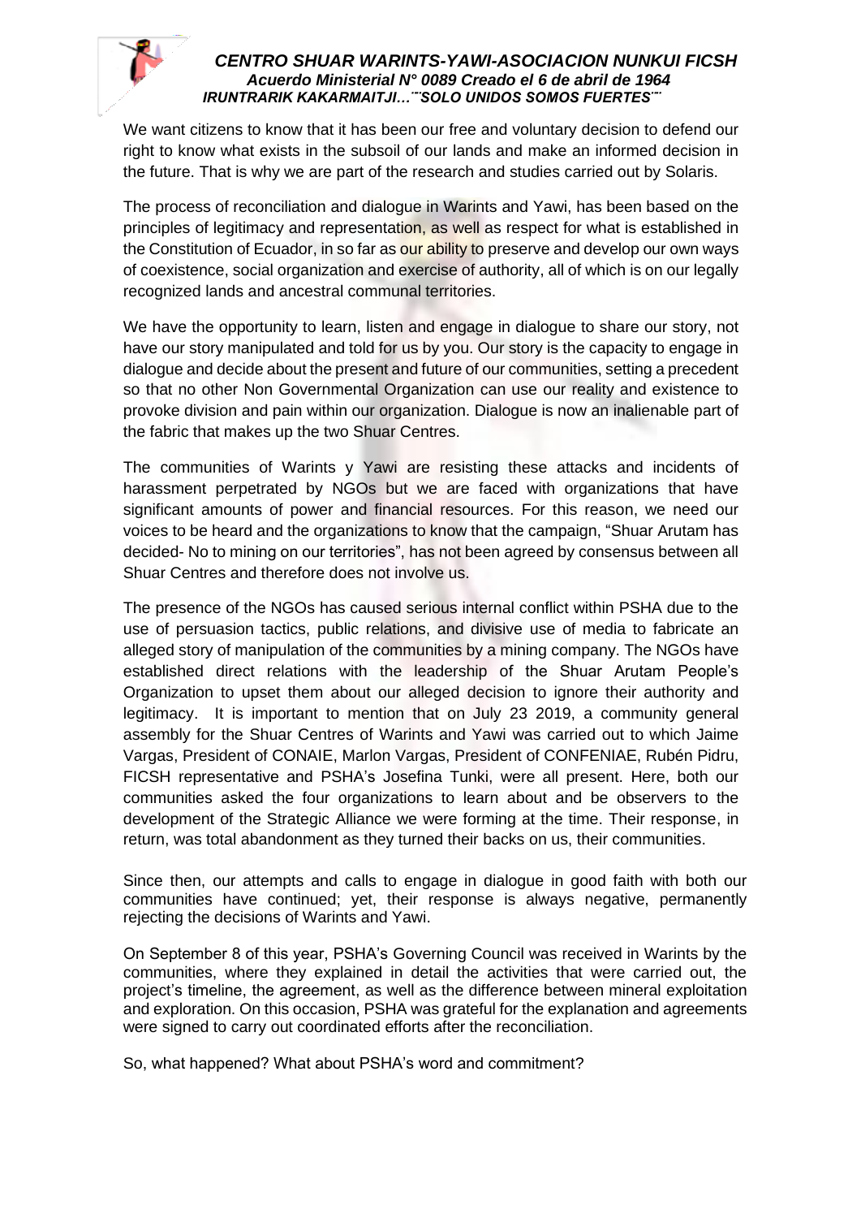We want citizens to know that it has been our free and voluntary decision to defend our right to know what exists in the subsoil of our lands and make an informed decision in the future. That is why we are part of the research and studies carried out by Solaris.

The process of reconciliation and dialogue in Warints and Yawi, has been based on the principles of legitimacy and representation, as well as respect for what is established in the Constitution of Ecuador, in so far as our ability to preserve and develop our own ways of coexistence, social organization and exercise of authority, all of which is on our legally recognized lands and ancestral communal territories.

We have the opportunity to learn, listen and engage in dialogue to share our story, not have our story manipulated and told for us by you. Our story is the capacity to engage in dialogue and decide about the present and future of our communities, setting a precedent so that no other Non Governmental Organization can use our reality and existence to provoke division and pain within our organization. Dialogue is now an inalienable part of the fabric that makes up the two Shuar Centres.

The communities of Warints y Yawi are resisting these attacks and incidents of harassment perpetrated by NGOs but we are faced with organizations that have significant amounts of power and financial resources. For this reason, we need our voices to be heard and the organizations to know that the campaign, "Shuar Arutam has decided- No to mining on our territories", has not been agreed by consensus between all Shuar Centres and therefore does not involve us.

The presence of the NGOs has caused serious internal conflict within PSHA due to the use of persuasion tactics, public relations, and divisive use of media to fabricate an alleged story of manipulation of the communities by a mining company. The NGOs have established direct relations with the leadership of the Shuar Arutam People's Organization to upset them about our alleged decision to ignore their authority and legitimacy. It is important to mention that on July 23 2019, a community general assembly for the Shuar Centres of Warints and Yawi was carried out to which Jaime Vargas, President of CONAIE, Marlon Vargas, President of CONFENIAE, Rubén Pidru, FICSH representative and PSHA's Josefina Tunki, were all present. Here, both our communities asked the four organizations to learn about and be observers to the development of the Strategic Alliance we were forming at the time. Their response, in return, was total abandonment as they turned their backs on us, their communities.

Since then, our attempts and calls to engage in dialogue in good faith with both our communities have continued; yet, their response is always negative, permanently rejecting the decisions of Warints and Yawi.

On September 8 of this year, PSHA's Governing Council was received in Warints by the communities, where they explained in detail the activities that were carried out, the project's timeline, the agreement, as well as the difference between mineral exploitation and exploration. On this occasion, PSHA was grateful for the explanation and agreements were signed to carry out coordinated efforts after the reconciliation.

So, what happened? What about PSHA's word and commitment?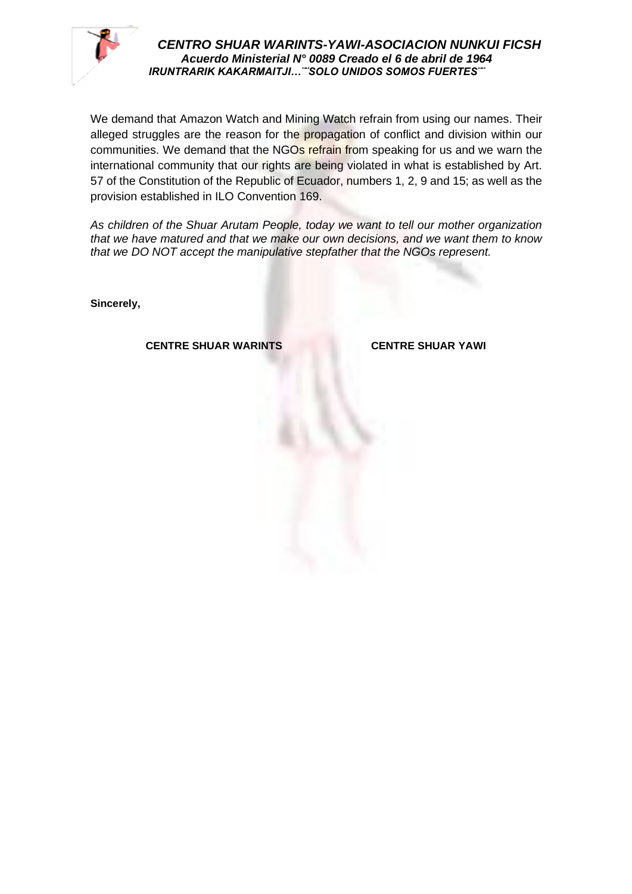We demand that Amazon Watch and Mining Watch refrain from using our names. Their alleged struggles are the reason for the propagation of conflict and division within our communities. We demand that the NGOs refrain from speaking for us and we warn the international community that our rights are being violated in what is established by Art. 57 of the Constitution of the Republic of Ecuador, numbers 1, 2, 9 and 15; as well as the provision established in ILO Convention 169.

*As children of the Shuar Arutam People, today we want to tell our mother organization that we have matured and that we make our own decisions, and we want them to know that we DO NOT accept the manipulative stepfather that the NGOs represent.*

**Sincerely,**

**CENTRE SHUAR WARINTS** **CENTRE SHUAR YAWI**